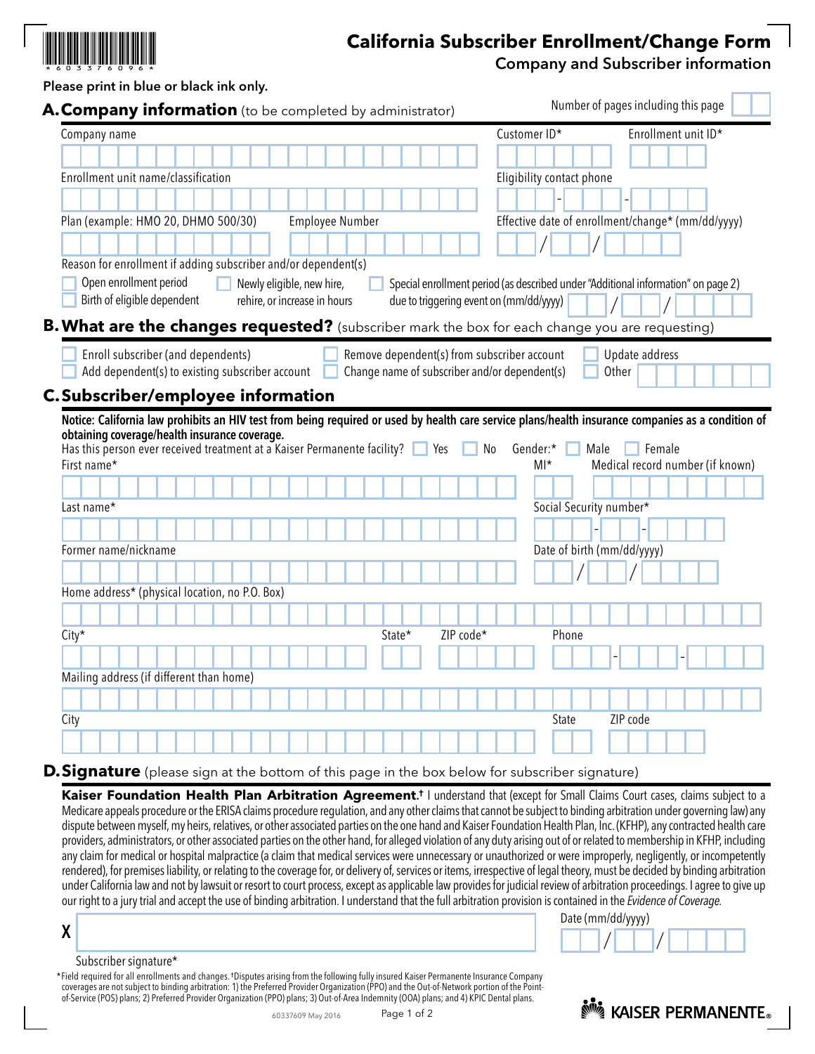*6033760​96*

# California Subscriber Enrollment/Change Form

## Company and Subscriber information

**Please print in blue or black ink only.**

## A. Company information (to be completed by administrator)

Number of pages including this page

Company name

Customer ID*

Enrollment unit ID*

Enrollment unit name/classification

Eligibility contact phone

Plan (example: HMO 20, DHMO 500/30)

Employee Number

Effective date of enrollment/change* (mm/dd/yyyy)

Reason for enrollment if adding subscriber and/or dependent(s)

- ☐ Open enrollment period
- ☐ Birth of eligible dependent
- ☐ Newly eligible, new hire, rehire, or increase in hours
- ☐ Special enrollment period (as described under "Additional information" on page 2) due to triggering event on (mm/dd/yyyy)

## B. What are the changes requested? (subscriber mark the box for each change you are requesting)

- ☐ Enroll subscriber (and dependents)
- ☐ Add dependent(s) to existing subscriber account
- ☐ Remove dependent(s) from subscriber account
- ☐ Change name of subscriber and/or dependent(s)
- ☐ Update address
- ☐ Other

## C. Subscriber/employee information

**Notice: California law prohibits an HIV test from being required or used by health care service plans/health insurance companies as a condition of obtaining coverage/health insurance coverage.**

Has this person ever received treatment at a Kaiser Permanente facility? ☐ Yes ☐ No

Gender:* ☐ Male ☐ Female

First name*

MI*

Medical record number (if known)

Last name*

Social Security number*

Former name/nickname

Date of birth (mm/dd/yyyy)

Home address* (physical location, no P.O. Box)

City*

State*

ZIP code*

Phone

Mailing address (if different than home)

City

State

ZIP code

## D. Signature (please sign at the bottom of this page in the box below for subscriber signature)

**Kaiser Foundation Health Plan Arbitration Agreement.†** I understand that (except for Small Claims Court cases, claims subject to a Medicare appeals procedure or the ERISA claims procedure regulation, and any other claims that cannot be subject to binding arbitration under governing law) any dispute between myself, my heirs, relatives, or other associated parties on the one hand and Kaiser Foundation Health Plan, Inc. (KFHP), any contracted health care providers, administrators, or other associated parties on the other hand, for alleged violation of any duty arising out of or related to membership in KFHP, including any claim for medical or hospital malpractice (a claim that medical services were unnecessary or unauthorized or were improperly, negligently, or incompetently rendered), for premises liability, or relating to the coverage for, or delivery of, services or items, irrespective of legal theory, must be decided by binding arbitration under California law and not by lawsuit or resort to court process, except as applicable law provides for judicial review of arbitration proceedings. I agree to give up our right to a jury trial and accept the use of binding arbitration. I understand that the full arbitration provision is contained in the *Evidence of Coverage*.

X

Subscriber signature*

Date (mm/dd/yyyy)

*Field required for all enrollments and changes. †Disputes arising from the following fully insured Kaiser Permanente Insurance Company coverages are not subject to binding arbitration: 1) the Preferred Provider Organization (PPO) and the Out-of-Network portion of the Point-of-Service (POS) plans; 2) Preferred Provider Organization (PPO) plans; 3) Out-of-Area Indemnity (OOA) plans; and 4) KPIC Dental plans.

60337609 May 2016

KAISER PERMANENTE®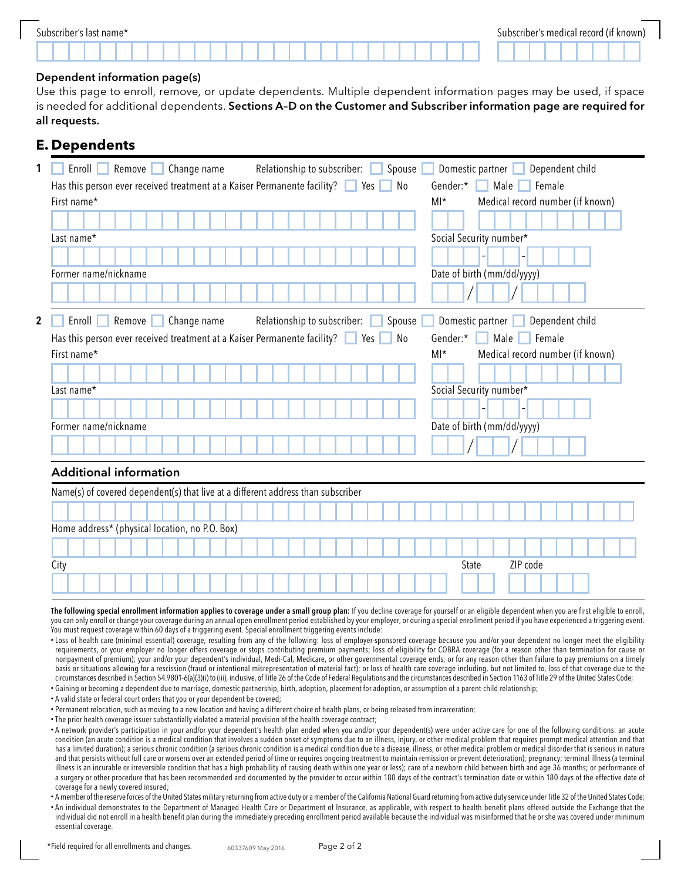Subscriber's last name* | Subscriber's medical record (if known)

**Dependent information page(s)**

Use this page to enroll, remove, or update dependents. Multiple dependent information pages may be used, if space is needed for additional dependents. **Sections A–D on the Customer and Subscriber information page are required for all requests.**

## E. Dependents

**1** ☐ Enroll ☐ Remove ☐ Change name  Relationship to subscriber: ☐ Spouse ☐ Domestic partner ☐ Dependent child

Has this person ever received treatment at a Kaiser Permanente facility? ☐ Yes ☐ No  Gender:* ☐ Male ☐ Female

First name*  MI*  Medical record number (if known)

Last name*  Social Security number*

Former name/nickname  Date of birth (mm/dd/yyyy)

**2** ☐ Enroll ☐ Remove ☐ Change name  Relationship to subscriber: ☐ Spouse ☐ Domestic partner ☐ Dependent child

Has this person ever received treatment at a Kaiser Permanente facility? ☐ Yes ☐ No  Gender:* ☐ Male ☐ Female

First name*  MI*  Medical record number (if known)

Last name*  Social Security number*

Former name/nickname  Date of birth (mm/dd/yyyy)

### Additional information

Name(s) of covered dependent(s) that live at a different address than subscriber

Home address* (physical location, no P.O. Box)

City  State  ZIP code

**The following special enrollment information applies to coverage under a small group plan:** If you decline coverage for yourself or an eligible dependent when you are first eligible to enroll, you can only enroll or change your coverage during an annual open enrollment period established by your employer, or during a special enrollment period if you have experienced a triggering event. You must request coverage within 60 days of a triggering event. Special enrollment triggering events include:

- Loss of health care (minimal essential) coverage, resulting from any of the following: loss of employer-sponsored coverage because you and/or your dependent no longer meet the eligibility requirements, or your employer no longer offers coverage or stops contributing premium payments; loss of eligibility for COBRA coverage (for a reason other than termination for cause or nonpayment of premium); your and/or your dependent's individual, Medi-Cal, Medicare, or other governmental coverage ends; or for any reason other than failure to pay premiums on a timely basis or situations allowing for a rescission (fraud or intentional misrepresentation of material fact); or loss of health care coverage including, but not limited to, loss of that coverage due to the circumstances described in Section 54.9801-6(a)(3)(i) to (iii), inclusive, of Title 26 of the Code of Federal Regulations and the circumstances described in Section 1163 of Title 29 of the United States Code;
- Gaining or becoming a dependent due to marriage, domestic partnership, birth, adoption, placement for adoption, or assumption of a parent-child relationship;
- A valid state or federal court orders that you or your dependent be covered;
- Permanent relocation, such as moving to a new location and having a different choice of health plans, or being released from incarceration;
- The prior health coverage issuer substantially violated a material provision of the health coverage contract;
- A network provider's participation in your and/or your dependent's health plan ended when you and/or your dependent(s) were under active care for one of the following conditions: an acute condition (an acute condition is a medical condition that involves a sudden onset of symptoms due to an illness, injury, or other medical problem that requires prompt medical attention and that has a limited duration); a serious chronic condition (a serious chronic condition is a medical condition due to a disease, illness, or other medical problem or medical disorder that is serious in nature and that persists without full cure or worsens over an extended period of time or requires ongoing treatment to maintain remission or prevent deterioration); pregnancy; terminal illness (a terminal illness is an incurable or irreversible condition that has a high probability of causing death within one year or less); care of a newborn child between birth and age 36 months; or performance of a surgery or other procedure that has been recommended and documented by the provider to occur within 180 days of the contract's termination date or within 180 days of the effective date of coverage for a newly covered insured;
- A member of the reserve forces of the United States military returning from active duty or a member of the California National Guard returning from active duty service under Title 32 of the United States Code;
- An individual demonstrates to the Department of Managed Health Care or Department of Insurance, as applicable, with respect to health benefit plans offered outside the Exchange that the individual did not enroll in a health benefit plan during the immediately preceding enrollment period available because the individual was misinformed that he or she was covered under minimum essential coverage.

*Field required for all enrollments and changes.  60337609 May 2016